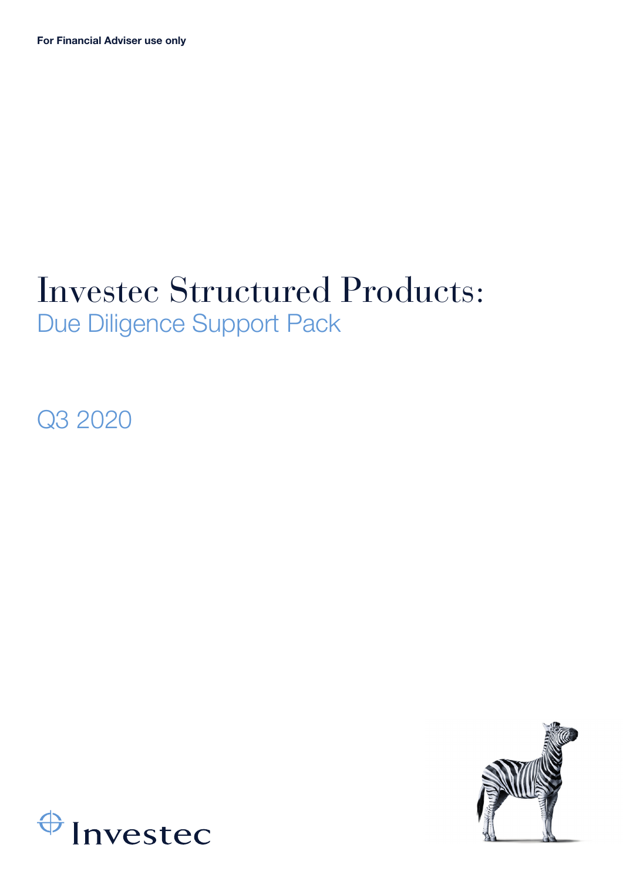**For Financial Adviser use only**

# Investec Structured Products:

## Due Diligence Support Pack

Q3 2020

Investec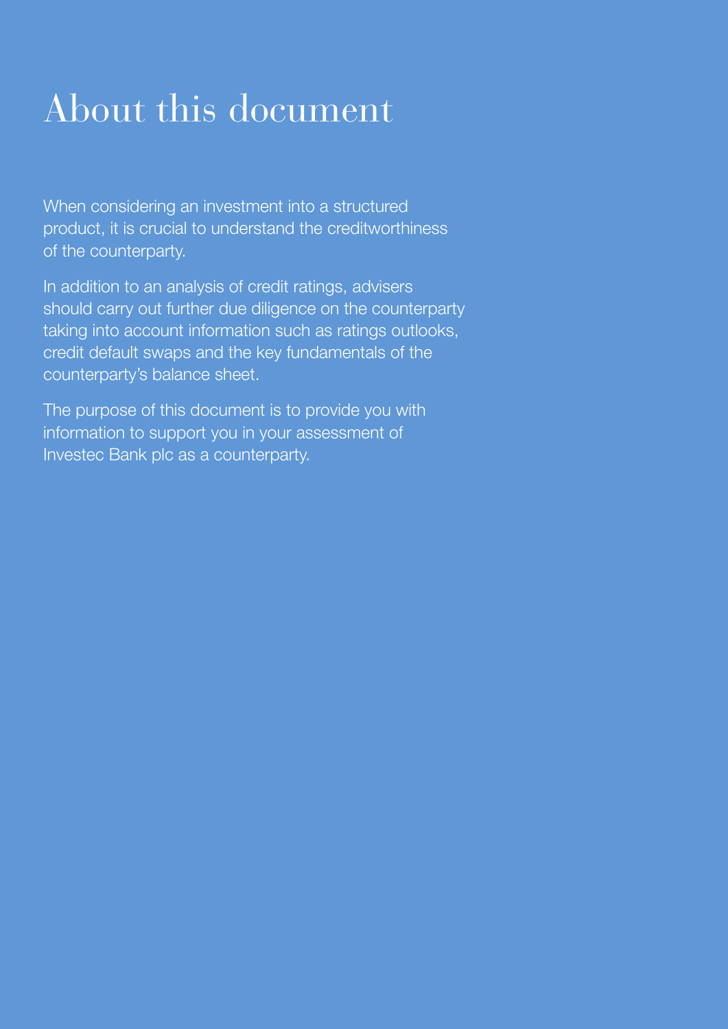# About this document

When considering an investment into a structured product, it is crucial to understand the creditworthiness of the counterparty.

In addition to an analysis of credit ratings, advisers should carry out further due diligence on the counterparty taking into account information such as ratings outlooks, credit default swaps and the key fundamentals of the counterparty's balance sheet.

The purpose of this document is to provide you with information to support you in your assessment of Investec Bank plc as a counterparty.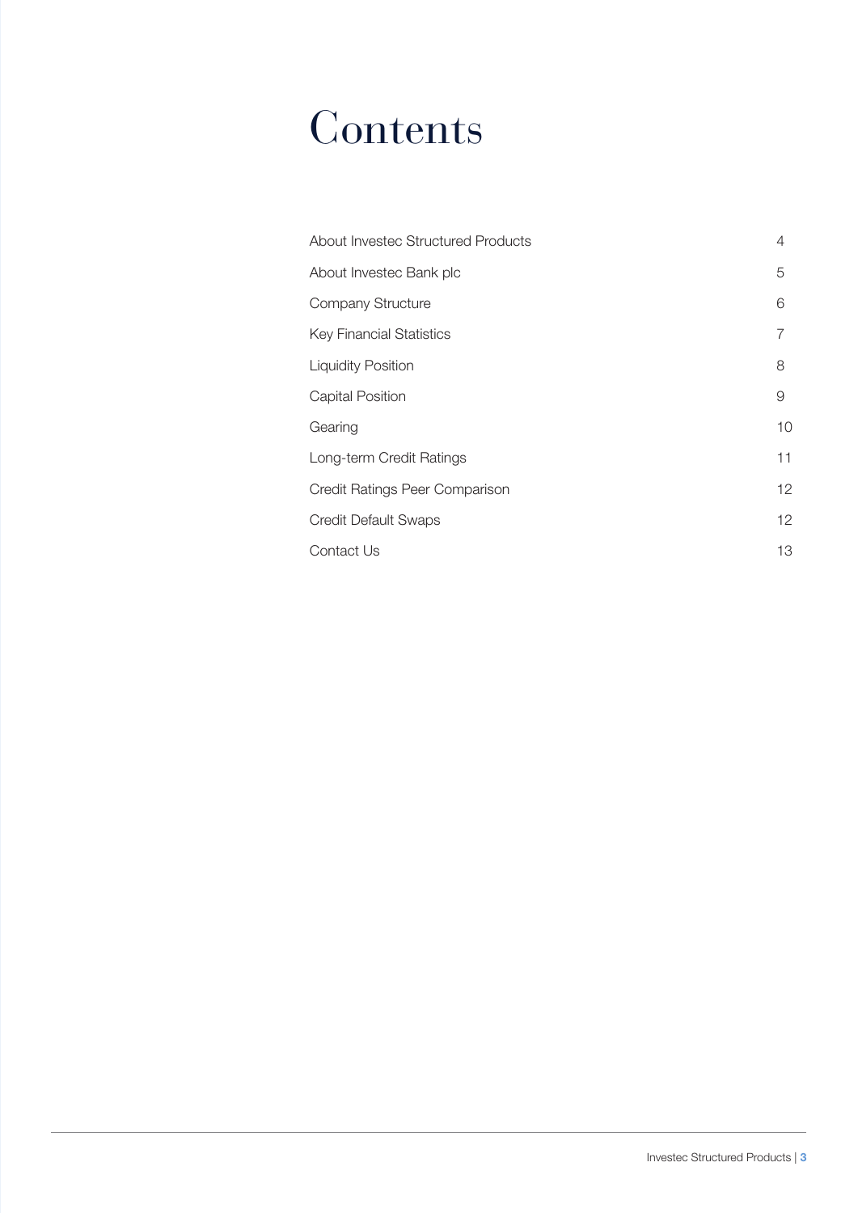# Contents

| | |
|---|---|
| About Investec Structured Products | 4 |
| About Investec Bank plc | 5 |
| Company Structure | 6 |
| Key Financial Statistics | 7 |
| Liquidity Position | 8 |
| Capital Position | 9 |
| Gearing | 10 |
| Long-term Credit Ratings | 11 |
| Credit Ratings Peer Comparison | 12 |
| Credit Default Swaps | 12 |
| Contact Us | 13 |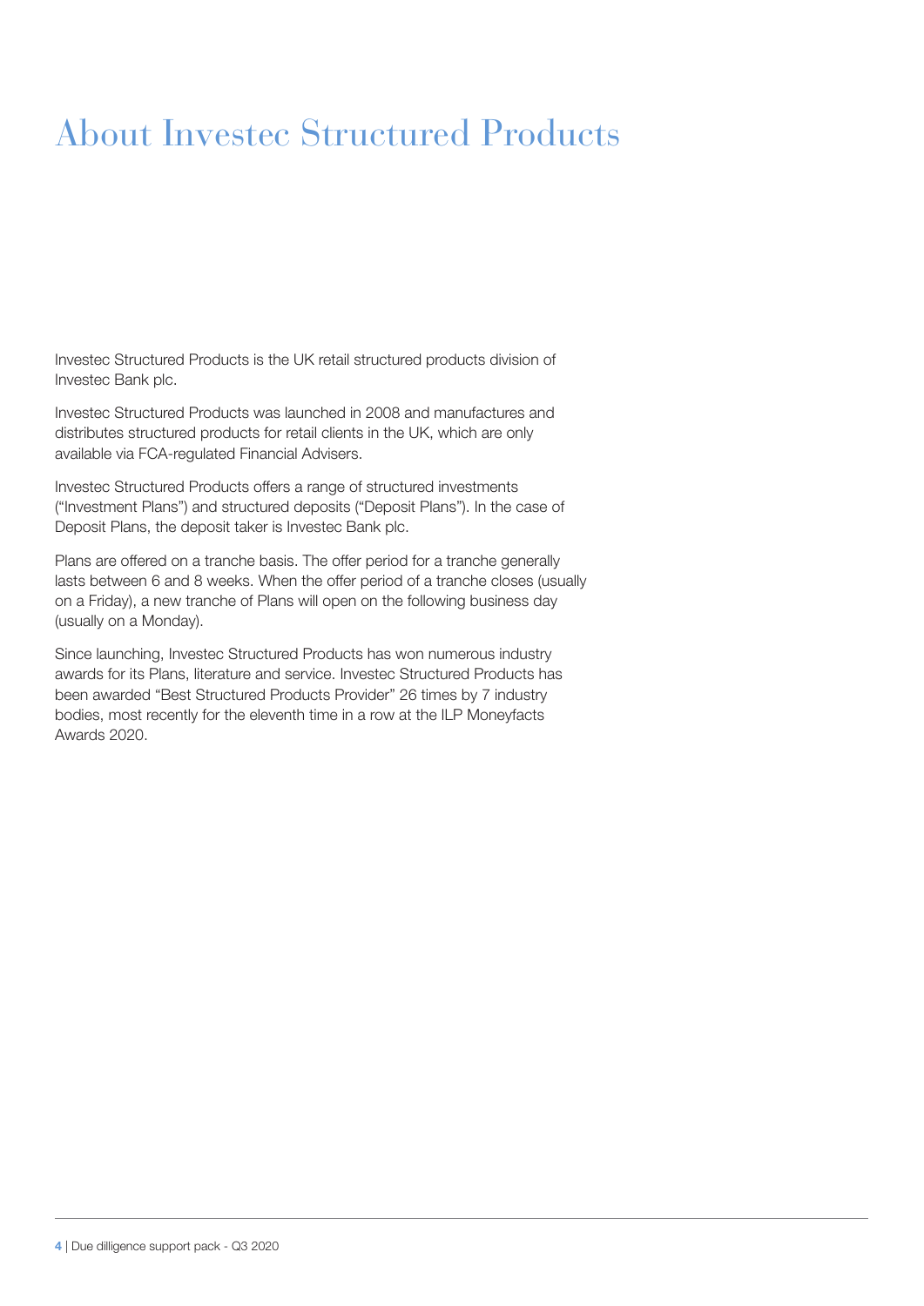# About Investec Structured Products

Investec Structured Products is the UK retail structured products division of Investec Bank plc.

Investec Structured Products was launched in 2008 and manufactures and distributes structured products for retail clients in the UK, which are only available via FCA-regulated Financial Advisers.

Investec Structured Products offers a range of structured investments ("Investment Plans") and structured deposits ("Deposit Plans"). In the case of Deposit Plans, the deposit taker is Investec Bank plc.

Plans are offered on a tranche basis. The offer period for a tranche generally lasts between 6 and 8 weeks. When the offer period of a tranche closes (usually on a Friday), a new tranche of Plans will open on the following business day (usually on a Monday).

Since launching, Investec Structured Products has won numerous industry awards for its Plans, literature and service. Investec Structured Products has been awarded "Best Structured Products Provider" 26 times by 7 industry bodies, most recently for the eleventh time in a row at the ILP Moneyfacts Awards 2020.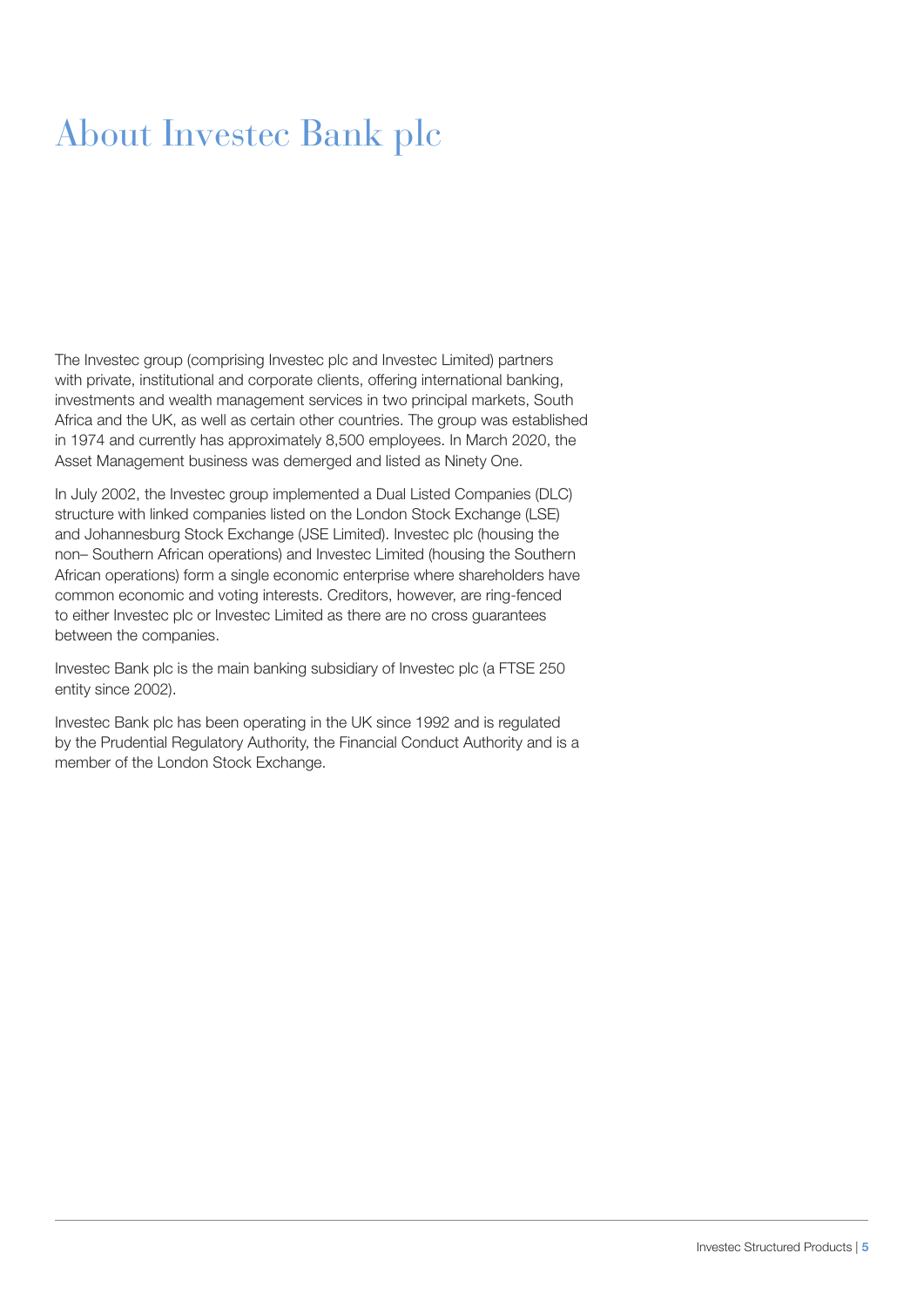# About Investec Bank plc

The Investec group (comprising Investec plc and Investec Limited) partners with private, institutional and corporate clients, offering international banking, investments and wealth management services in two principal markets, South Africa and the UK, as well as certain other countries. The group was established in 1974 and currently has approximately 8,500 employees. In March 2020, the Asset Management business was demerged and listed as Ninety One.

In July 2002, the Investec group implemented a Dual Listed Companies (DLC) structure with linked companies listed on the London Stock Exchange (LSE) and Johannesburg Stock Exchange (JSE Limited). Investec plc (housing the non– Southern African operations) and Investec Limited (housing the Southern African operations) form a single economic enterprise where shareholders have common economic and voting interests. Creditors, however, are ring-fenced to either Investec plc or Investec Limited as there are no cross guarantees between the companies.

Investec Bank plc is the main banking subsidiary of Investec plc (a FTSE 250 entity since 2002).

Investec Bank plc has been operating in the UK since 1992 and is regulated by the Prudential Regulatory Authority, the Financial Conduct Authority and is a member of the London Stock Exchange.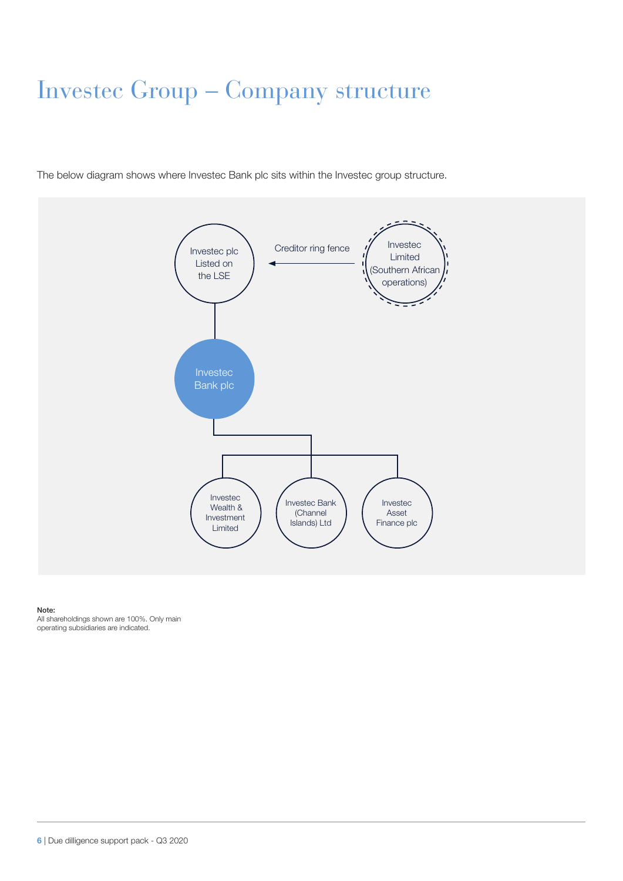# Investec Group – Company structure

The below diagram shows where Investec Bank plc sits within the Investec group structure.

Investec plc Listed on the LSE

Creditor ring fence

Investec Limited (Southern African operations)

Investec Bank plc

Investec Wealth & Investment Limited

Investec Bank (Channel Islands) Ltd

Investec Asset Finance plc

**Note:**
All shareholdings shown are 100%. Only main operating subsidiaries are indicated.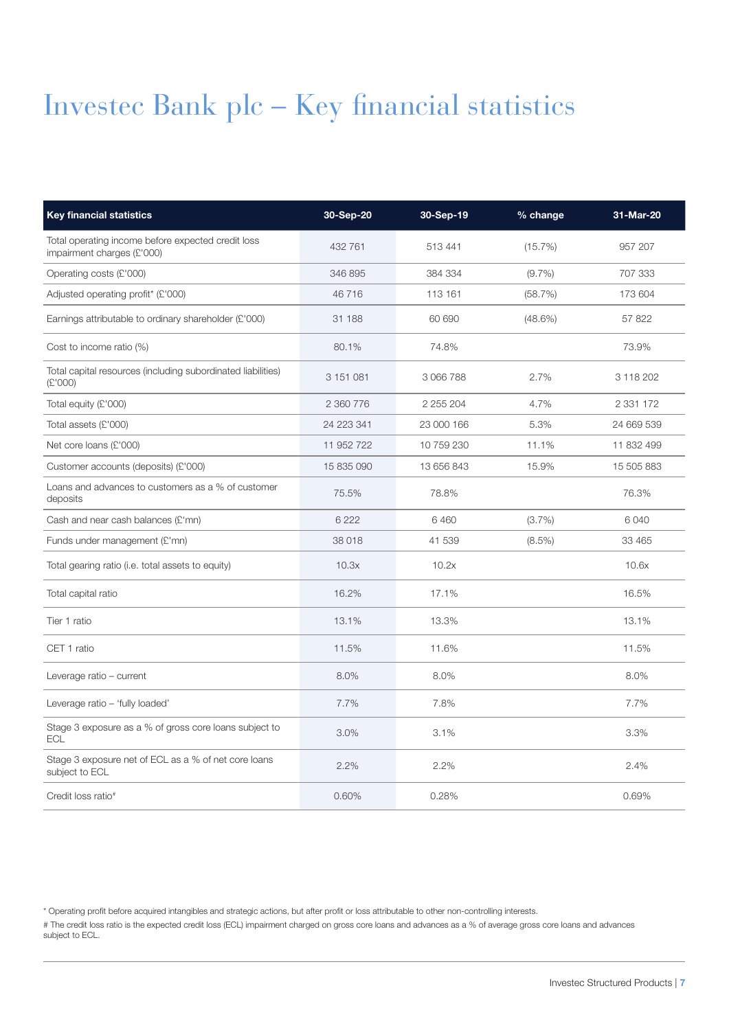# Investec Bank plc – Key financial statistics

| Key financial statistics | 30-Sep-20 | 30-Sep-19 | % change | 31-Mar-20 |
|---|---|---|---|---|
| Total operating income before expected credit loss impairment charges (£'000) | 432 761 | 513 441 | (15.7%) | 957 207 |
| Operating costs (£'000) | 346 895 | 384 334 | (9.7%) | 707 333 |
| Adjusted operating profit* (£'000) | 46 716 | 113 161 | (58.7%) | 173 604 |
| Earnings attributable to ordinary shareholder (£'000) | 31 188 | 60 690 | (48.6%) | 57 822 |
| Cost to income ratio (%) | 80.1% | 74.8% | | 73.9% |
| Total capital resources (including subordinated liabilities) (£'000) | 3 151 081 | 3 066 788 | 2.7% | 3 118 202 |
| Total equity (£'000) | 2 360 776 | 2 255 204 | 4.7% | 2 331 172 |
| Total assets (£'000) | 24 223 341 | 23 000 166 | 5.3% | 24 669 539 |
| Net core loans (£'000) | 11 952 722 | 10 759 230 | 11.1% | 11 832 499 |
| Customer accounts (deposits) (£'000) | 15 835 090 | 13 656 843 | 15.9% | 15 505 883 |
| Loans and advances to customers as a % of customer deposits | 75.5% | 78.8% | | 76.3% |
| Cash and near cash balances (£'mn) | 6 222 | 6 460 | (3.7%) | 6 040 |
| Funds under management (£'mn) | 38 018 | 41 539 | (8.5%) | 33 465 |
| Total gearing ratio (i.e. total assets to equity) | 10.3x | 10.2x | | 10.6x |
| Total capital ratio | 16.2% | 17.1% | | 16.5% |
| Tier 1 ratio | 13.1% | 13.3% | | 13.1% |
| CET 1 ratio | 11.5% | 11.6% | | 11.5% |
| Leverage ratio – current | 8.0% | 8.0% | | 8.0% |
| Leverage ratio – 'fully loaded' | 7.7% | 7.8% | | 7.7% |
| Stage 3 exposure as a % of gross core loans subject to ECL | 3.0% | 3.1% | | 3.3% |
| Stage 3 exposure net of ECL as a % of net core loans subject to ECL | 2.2% | 2.2% | | 2.4% |
| Credit loss ratio# | 0.60% | 0.28% | | 0.69% |

\* Operating profit before acquired intangibles and strategic actions, but after profit or loss attributable to other non-controlling interests.

# The credit loss ratio is the expected credit loss (ECL) impairment charged on gross core loans and advances as a % of average gross core loans and advances subject to ECL.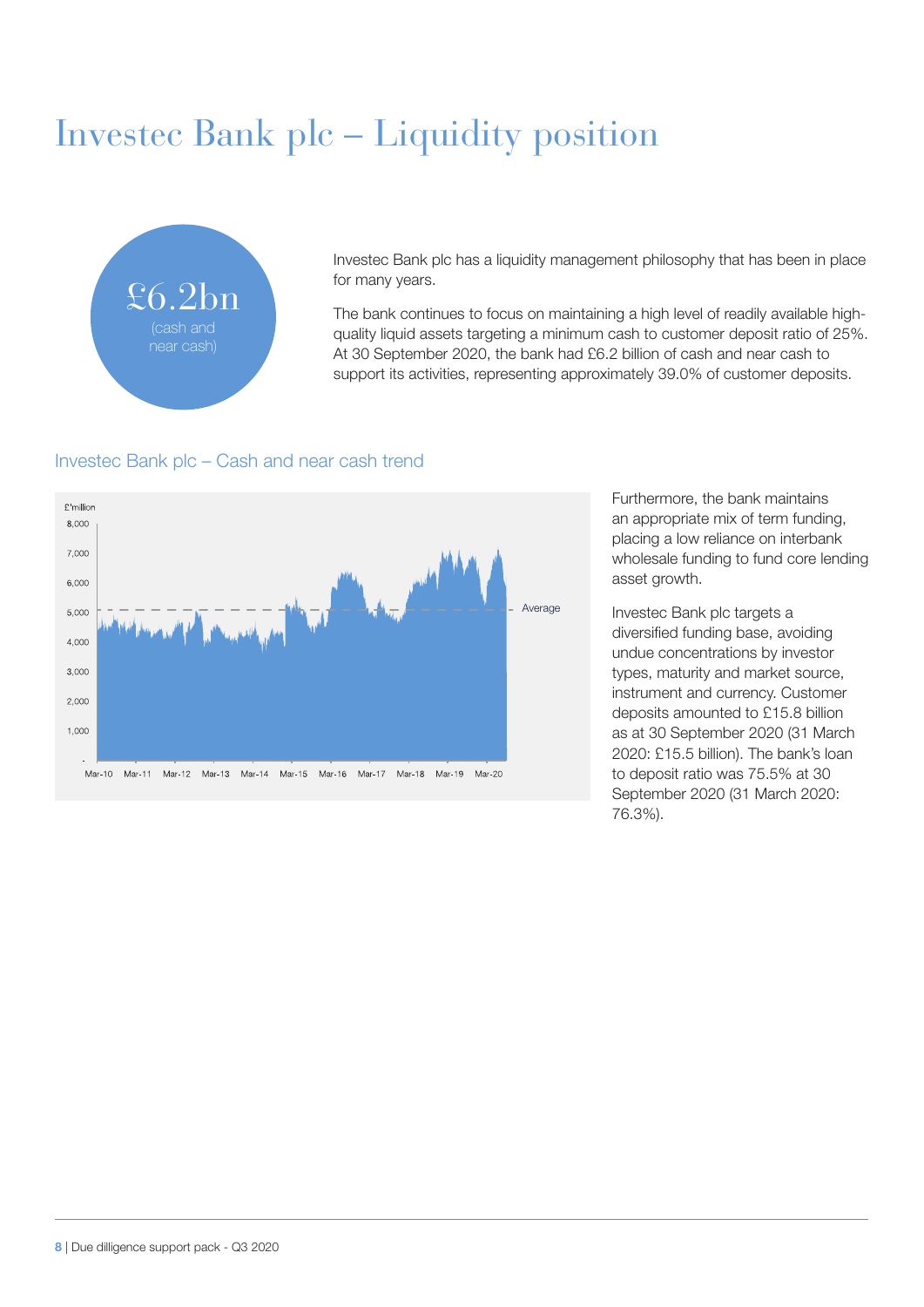# Investec Bank plc – Liquidity position

£6.2bn
(cash and near cash)

Investec Bank plc has a liquidity management philosophy that has been in place for many years.

The bank continues to focus on maintaining a high level of readily available high-quality liquid assets targeting a minimum cash to customer deposit ratio of 25%. At 30 September 2020, the bank had £6.2 billion of cash and near cash to support its activities, representing approximately 39.0% of customer deposits.

## Investec Bank plc – Cash and near cash trend

Furthermore, the bank maintains an appropriate mix of term funding, placing a low reliance on interbank wholesale funding to fund core lending asset growth.

Investec Bank plc targets a diversified funding base, avoiding undue concentrations by investor types, maturity and market source, instrument and currency. Customer deposits amounted to £15.8 billion as at 30 September 2020 (31 March 2020: £15.5 billion). The bank's loan to deposit ratio was 75.5% at 30 September 2020 (31 March 2020: 76.3%).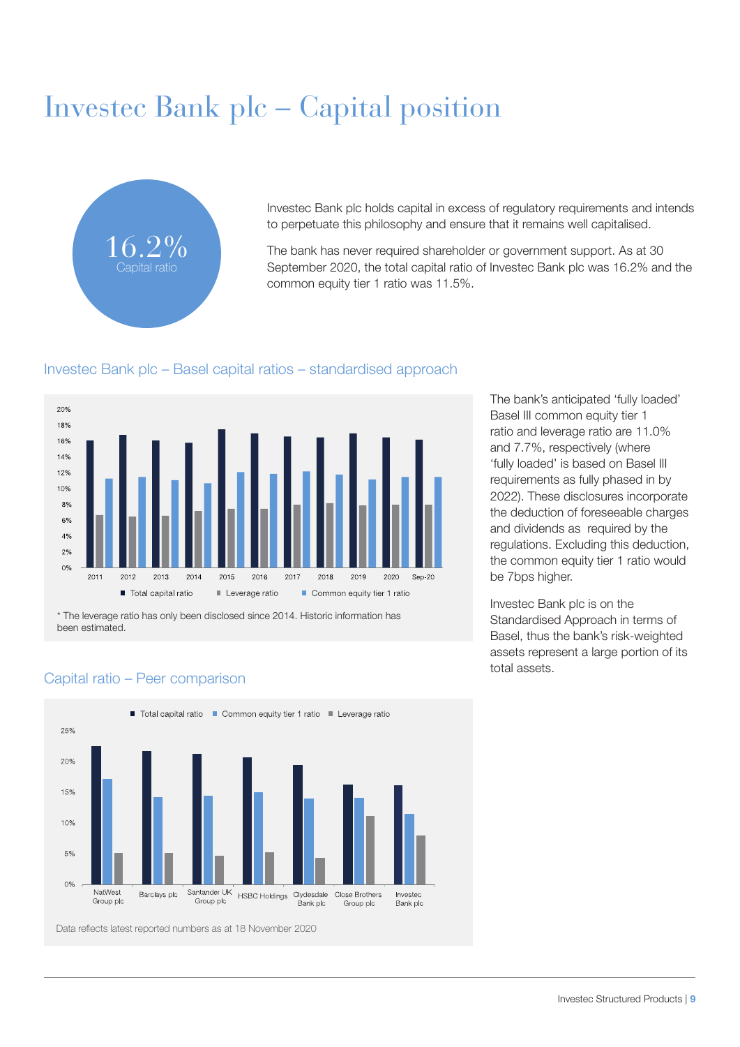# Investec Bank plc – Capital position

16.2%
Capital ratio

Investec Bank plc holds capital in excess of regulatory requirements and intends to perpetuate this philosophy and ensure that it remains well capitalised.

The bank has never required shareholder or government support. As at 30 September 2020, the total capital ratio of Investec Bank plc was 16.2% and the common equity tier 1 ratio was 11.5%.

## Investec Bank plc – Basel capital ratios – standardised approach

* The leverage ratio has only been disclosed since 2014. Historic information has been estimated.

The bank's anticipated 'fully loaded' Basel III common equity tier 1 ratio and leverage ratio are 11.0% and 7.7%, respectively (where 'fully loaded' is based on Basel III requirements as fully phased in by 2022). These disclosures incorporate the deduction of foreseeable charges and dividends as required by the regulations. Excluding this deduction, the common equity tier 1 ratio would be 7bps higher.

Investec Bank plc is on the Standardised Approach in terms of Basel, thus the bank's risk-weighted assets represent a large portion of its total assets.

## Capital ratio – Peer comparison

Data reflects latest reported numbers as at 18 November 2020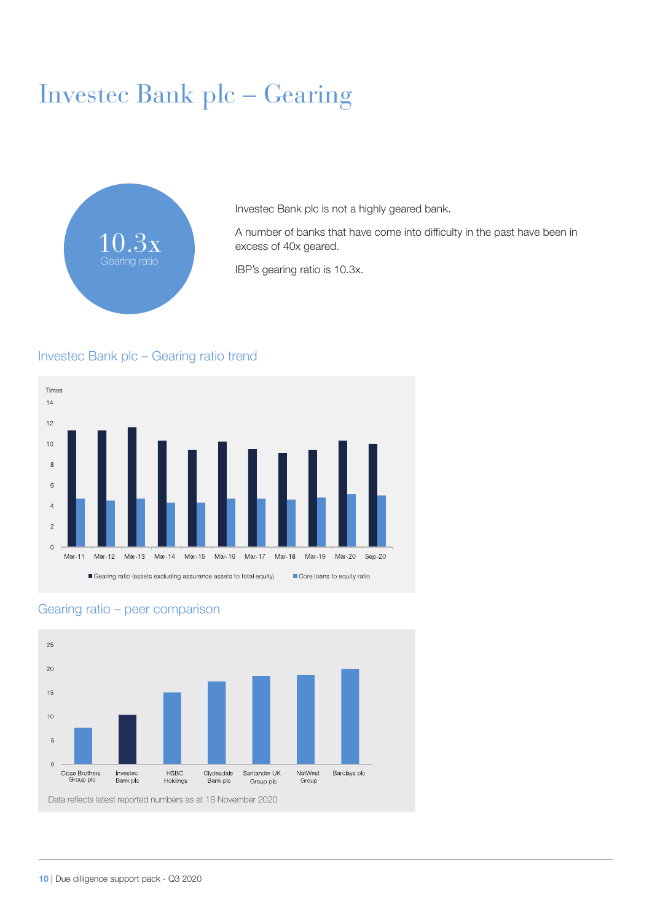# Investec Bank plc – Gearing

10.3x
Gearing ratio

Invested Bank plc is not a highly geared bank.

A number of banks that have come into difficulty in the past have been in excess of 40x geared.

IBP's gearing ratio is 10.3x.

## Investec Bank plc – Gearing ratio trend

Times

14
12
10
8
6
4
2
0

Mar-11 Mar-12 Mar-13 Mar-14 Mar-15 Mar-16 Mar-17 Mar-18 Mar-19 Mar-20 Sep-20

■ Gearing ratio (assets excluding assurance assets to total equity) ■ Core loans to equity ratio

## Gearing ratio – peer comparison

25
20
15
10
5
0

Close Brothers Group plc | Investec Bank plc | HSBC Holdings | Clydesdale Bank plc | Santander UK Group plc | NatWest Group | Barclays plc

Data reflects latest reported numbers as at 18 November 2020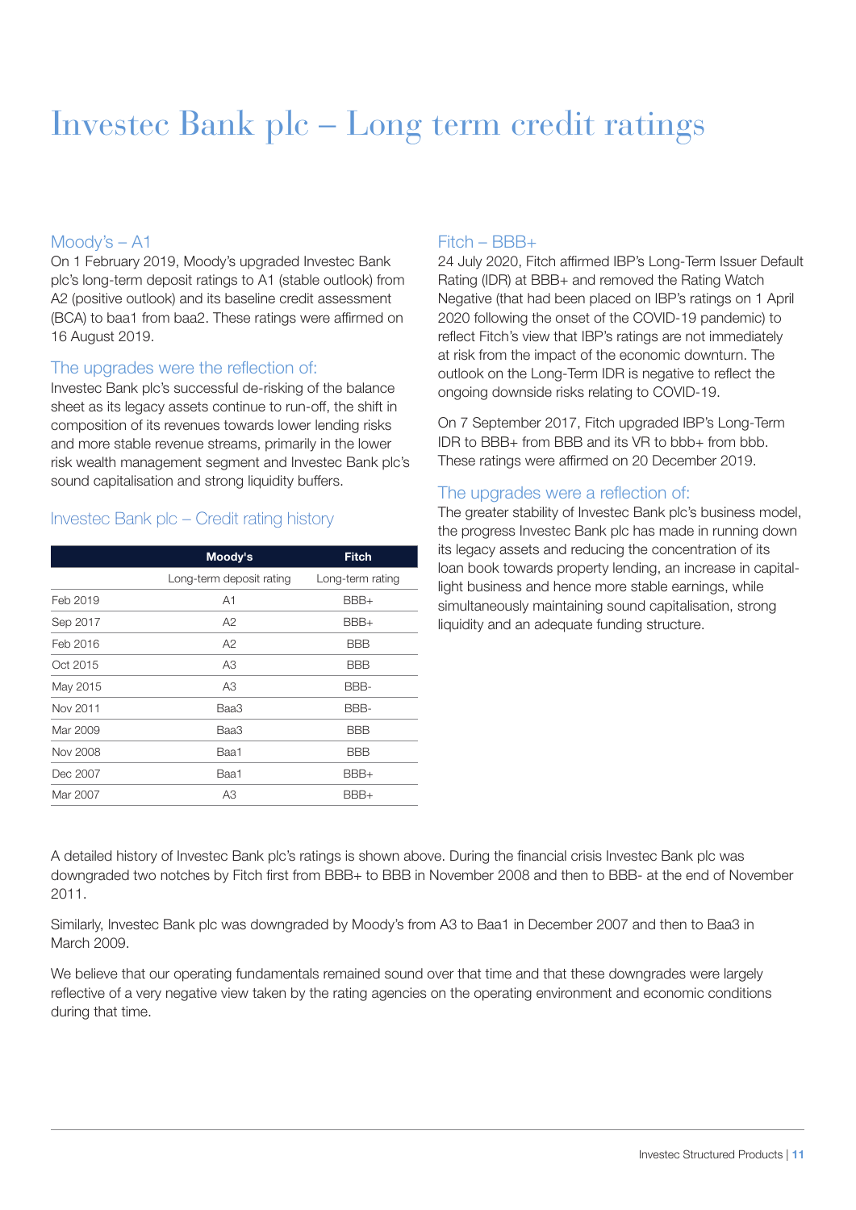# Investec Bank plc – Long term credit ratings

## Moody's – A1

On 1 February 2019, Moody's upgraded Investec Bank plc's long-term deposit ratings to A1 (stable outlook) from A2 (positive outlook) and its baseline credit assessment (BCA) to baa1 from baa2. These ratings were affirmed on 16 August 2019.

### The upgrades were the reflection of:

Investec Bank plc's successful de-risking of the balance sheet as its legacy assets continue to run-off, the shift in composition of its revenues towards lower lending risks and more stable revenue streams, primarily in the lower risk wealth management segment and Investec Bank plc's sound capitalisation and strong liquidity buffers.

### Investec Bank plc – Credit rating history

| | Moody's | Fitch |
|---|---|---|
| | Long-term deposit rating | Long-term rating |
| Feb 2019 | A1 | BBB+ |
| Sep 2017 | A2 | BBB+ |
| Feb 2016 | A2 | BBB |
| Oct 2015 | A3 | BBB |
| May 2015 | A3 | BBB- |
| Nov 2011 | Baa3 | BBB- |
| Mar 2009 | Baa3 | BBB |
| Nov 2008 | Baa1 | BBB |
| Dec 2007 | Baa1 | BBB+ |
| Mar 2007 | A3 | BBB+ |

## Fitch – BBB+

24 July 2020, Fitch affirmed IBP's Long-Term Issuer Default Rating (IDR) at BBB+ and removed the Rating Watch Negative (that had been placed on IBP's ratings on 1 April 2020 following the onset of the COVID-19 pandemic) to reflect Fitch's view that IBP's ratings are not immediately at risk from the impact of the economic downturn. The outlook on the Long-Term IDR is negative to reflect the ongoing downside risks relating to COVID-19.

On 7 September 2017, Fitch upgraded IBP's Long-Term IDR to BBB+ from BBB and its VR to bbb+ from bbb. These ratings were affirmed on 20 December 2019.

### The upgrades were a reflection of:

The greater stability of Investec Bank plc's business model, the progress Investec Bank plc has made in running down its legacy assets and reducing the concentration of its loan book towards property lending, an increase in capital-light business and hence more stable earnings, while simultaneously maintaining sound capitalisation, strong liquidity and an adequate funding structure.

A detailed history of Investec Bank plc's ratings is shown above. During the financial crisis Investec Bank plc was downgraded two notches by Fitch first from BBB+ to BBB in November 2008 and then to BBB- at the end of November 2011.

Similarly, Investec Bank plc was downgraded by Moody's from A3 to Baa1 in December 2007 and then to Baa3 in March 2009.

We believe that our operating fundamentals remained sound over that time and that these downgrades were largely reflective of a very negative view taken by the rating agencies on the operating environment and economic conditions during that time.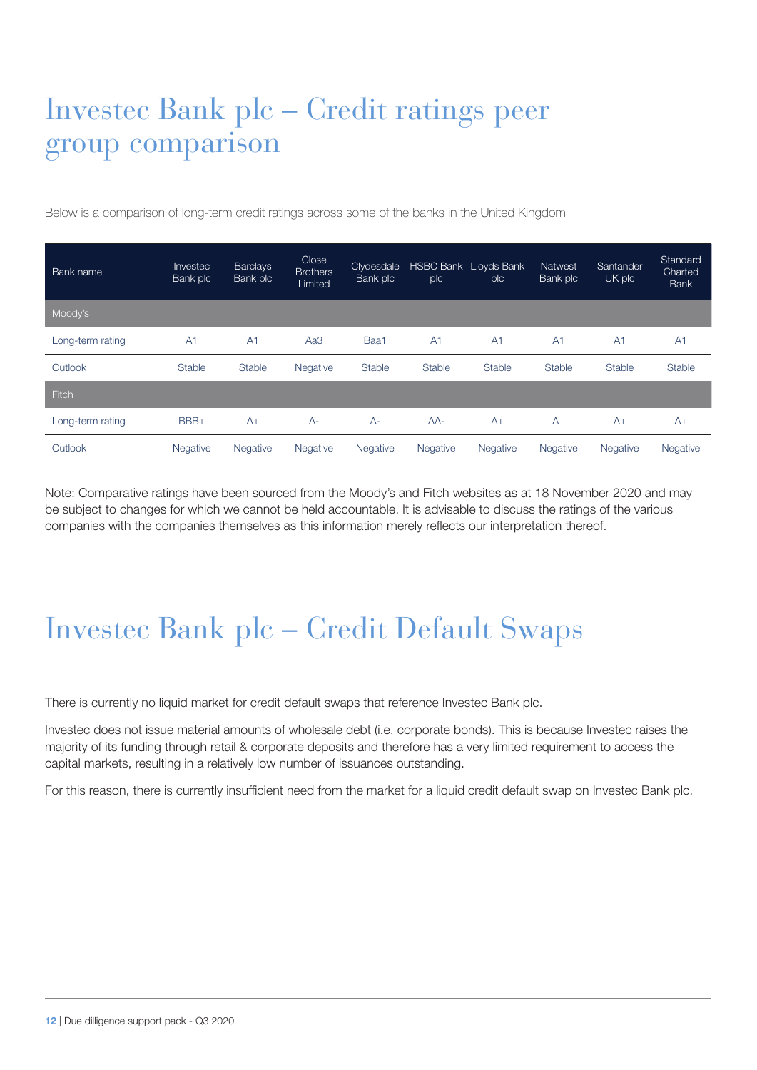# Investec Bank plc – Credit ratings peer group comparison

Below is a comparison of long-term credit ratings across some of the banks in the United Kingdom

| Bank name | Investec Bank plc | Barclays Bank plc | Close Brothers Limited | Clydesdale Bank plc | HSBC Bank plc | Lloyds Bank plc | Natwest Bank plc | Santander UK plc | Standard Charted Bank |
|---|---|---|---|---|---|---|---|---|---|
| Moody's | | | | | | | | | |
| Long-term rating | A1 | A1 | Aa3 | Baa1 | A1 | A1 | A1 | A1 | A1 |
| Outlook | Stable | Stable | Negative | Stable | Stable | Stable | Stable | Stable | Stable |
| Fitch | | | | | | | | | |
| Long-term rating | BBB+ | A+ | A- | A- | AA- | A+ | A+ | A+ | A+ |
| Outlook | Negative | Negative | Negative | Negative | Negative | Negative | Negative | Negative | Negative |

Note: Comparative ratings have been sourced from the Moody's and Fitch websites as at 18 November 2020 and may be subject to changes for which we cannot be held accountable. It is advisable to discuss the ratings of the various companies with the companies themselves as this information merely reflects our interpretation thereof.

# Investec Bank plc – Credit Default Swaps

There is currently no liquid market for credit default swaps that reference Investec Bank plc.

Investec does not issue material amounts of wholesale debt (i.e. corporate bonds). This is because Investec raises the majority of its funding through retail & corporate deposits and therefore has a very limited requirement to access the capital markets, resulting in a relatively low number of issuances outstanding.

For this reason, there is currently insufficient need from the market for a liquid credit default swap on Investec Bank plc.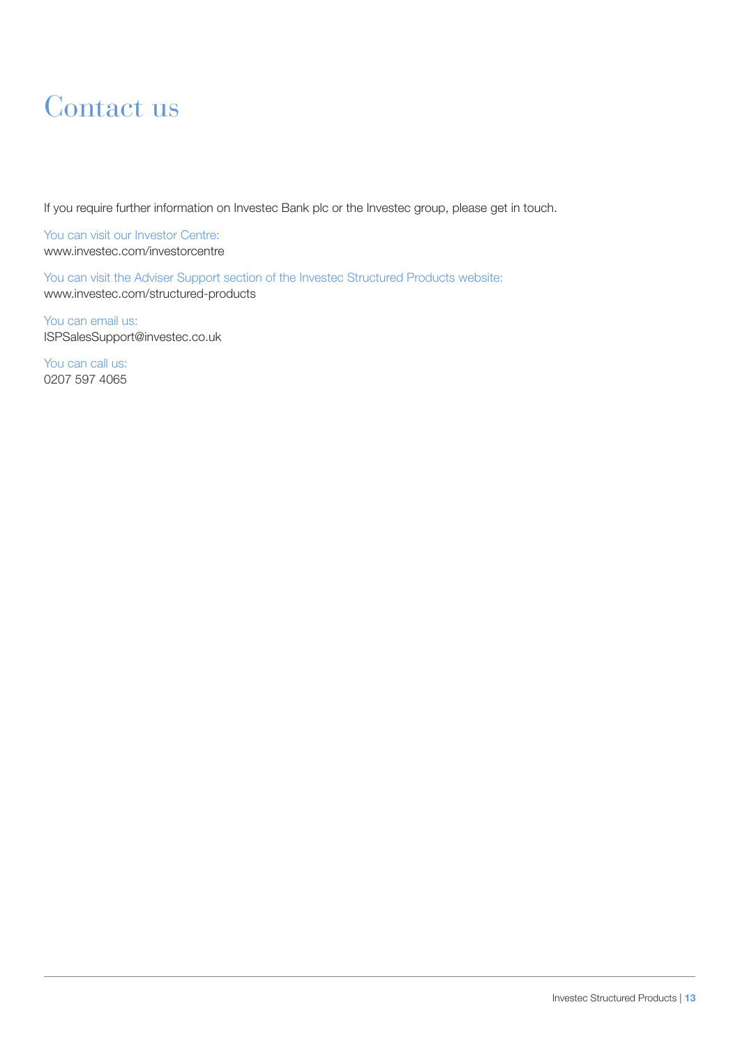# Contact us

If you require further information on Investec Bank plc or the Investec group, please get in touch.

You can visit our Investor Centre:
www.investec.com/investorcentre

You can visit the Adviser Support section of the Investec Structured Products website:
www.investec.com/structured-products

You can email us:
ISPSalesSupport@investec.co.uk

You can call us:
0207 597 4065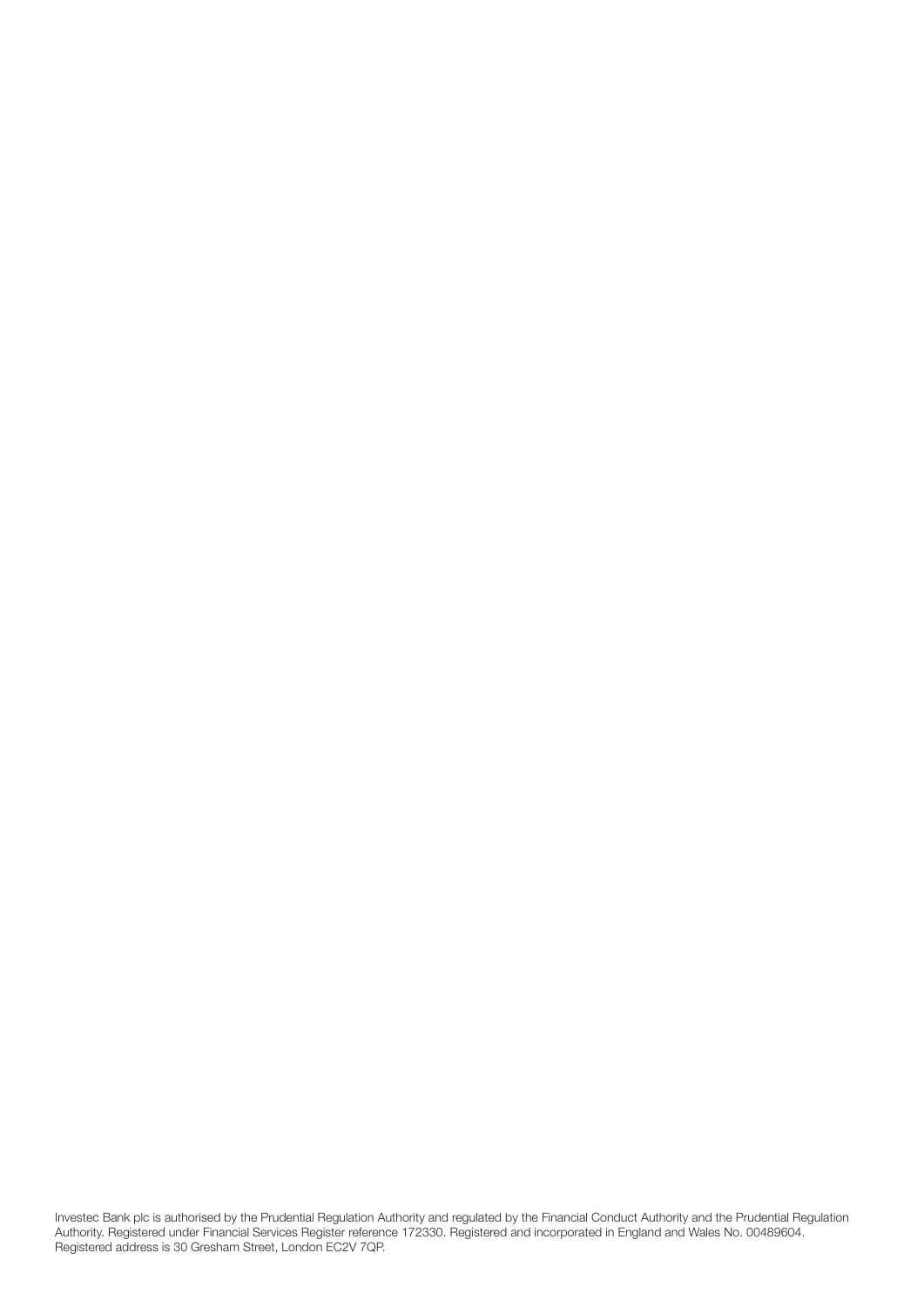Investec Bank plc is authorised by the Prudential Regulation Authority and regulated by the Financial Conduct Authority and the Prudential Regulation Authority. Registered under Financial Services Register reference 172330. Registered and incorporated in England and Wales No. 00489604. Registered address is 30 Gresham Street, London EC2V 7QP.